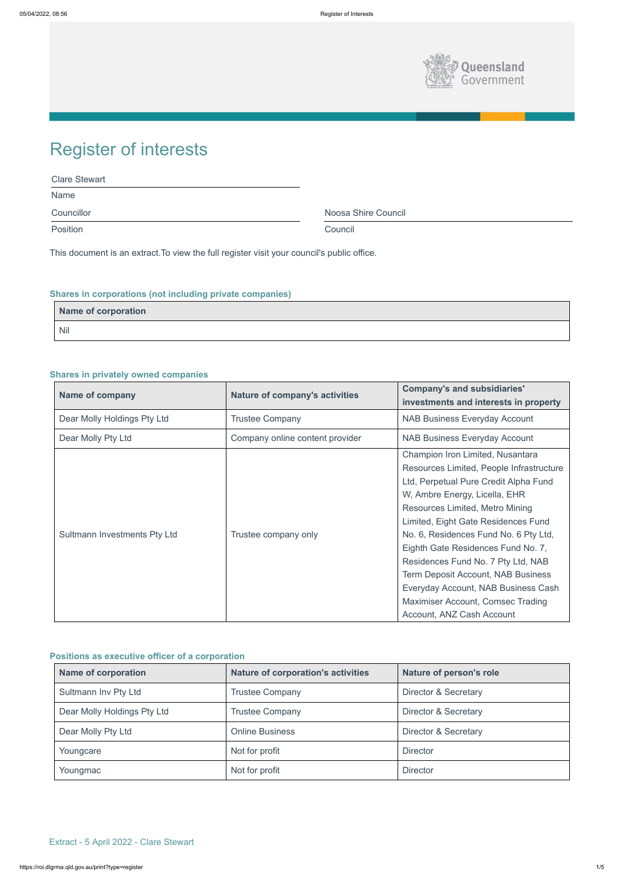# Register of interests

| | |
|---|---|
| Clare Stewart | |
| Name | |
| Councillor | Noosa Shire Council |
| Position | Council |

This document is an extract.To view the full register visit your council's public office.

### Shares in corporations (not including private companies)

| Name of corporation |
|---|
| Nil |

### Shares in privately owned companies

| Name of company | Nature of company's activities | Company's and subsidiaries' investments and interests in property |
|---|---|---|
| Dear Molly Holdings Pty Ltd | Trustee Company | NAB Business Everyday Account |
| Dear Molly Pty Ltd | Company online content provider | NAB Business Everyday Account |
| Sultmann Investments Pty Ltd | Trustee company only | Champion Iron Limited, Nusantara Resources Limited, People Infrastructure Ltd, Perpetual Pure Credit Alpha Fund W, Ambre Energy, Licella, EHR Resources Limited, Metro Mining Limited, Eight Gate Residences Fund No. 6, Residences Fund No. 6 Pty Ltd, Eighth Gate Residences Fund No. 7, Residences Fund No. 7 Pty Ltd, NAB Term Deposit Account, NAB Business Everyday Account, NAB Business Cash Maximiser Account, Comsec Trading Account, ANZ Cash Account |

### Positions as executive officer of a corporation

| Name of corporation | Nature of corporation's activities | Nature of person's role |
|---|---|---|
| Sultmann Inv Pty Ltd | Trustee Company | Director & Secretary |
| Dear Molly Holdings Pty Ltd | Trustee Company | Director & Secretary |
| Dear Molly Pty Ltd | Online Business | Director & Secretary |
| Youngcare | Not for profit | Director |
| Youngmac | Not for profit | Director |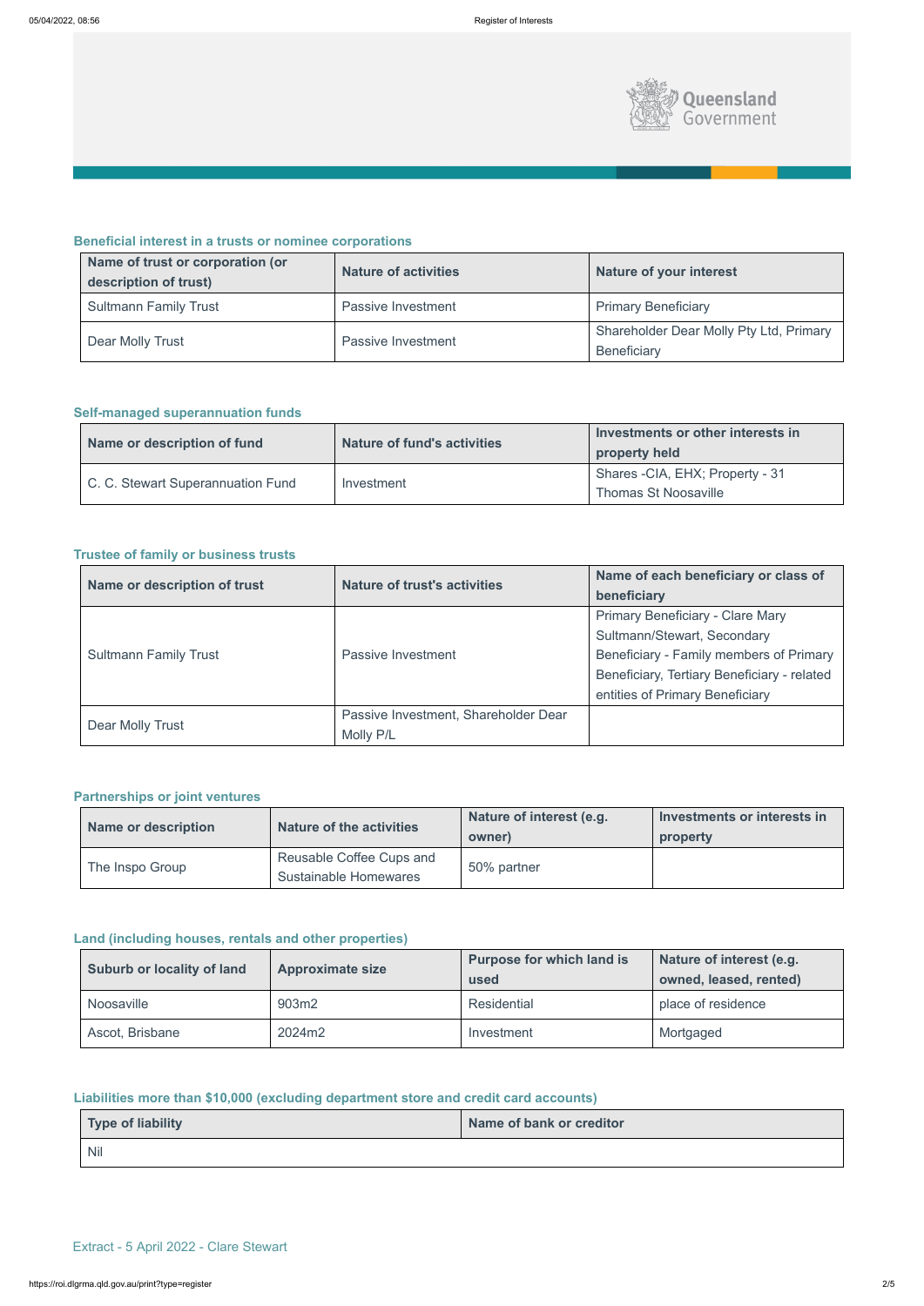### Beneficial interest in a trusts or nominee corporations

| Name of trust or corporation (or description of trust) | Nature of activities | Nature of your interest |
|---|---|---|
| Sultmann Family Trust | Passive Investment | Primary Beneficiary |
| Dear Molly Trust | Passive Investment | Shareholder Dear Molly Pty Ltd, Primary Beneficiary |

### Self-managed superannuation funds

| Name or description of fund | Nature of fund's activities | Investments or other interests in property held |
|---|---|---|
| C. C. Stewart Superannuation Fund | Investment | Shares -CIA, EHX; Property - 31 Thomas St Noosaville |

### Trustee of family or business trusts

| Name or description of trust | Nature of trust's activities | Name of each beneficiary or class of beneficiary |
|---|---|---|
| Sultmann Family Trust | Passive Investment | Primary Beneficiary - Clare Mary Sultmann/Stewart, Secondary Beneficiary - Family members of Primary Beneficiary, Tertiary Beneficiary - related entities of Primary Beneficiary |
| Dear Molly Trust | Passive Investment, Shareholder Dear Molly P/L | |

### Partnerships or joint ventures

| Name or description | Nature of the activities | Nature of interest (e.g. owner) | Investments or interests in property |
|---|---|---|---|
| The Inspo Group | Reusable Coffee Cups and Sustainable Homewares | 50% partner | |

### Land (including houses, rentals and other properties)

| Suburb or locality of land | Approximate size | Purpose for which land is used | Nature of interest (e.g. owned, leased, rented) |
|---|---|---|---|
| Noosaville | 903m2 | Residential | place of residence |
| Ascot, Brisbane | 2024m2 | Investment | Mortgaged |

### Liabilities more than $10,000 (excluding department store and credit card accounts)

| Type of liability | Name of bank or creditor |
|---|---|
| Nil | |

Extract - 5 April 2022 - Clare Stewart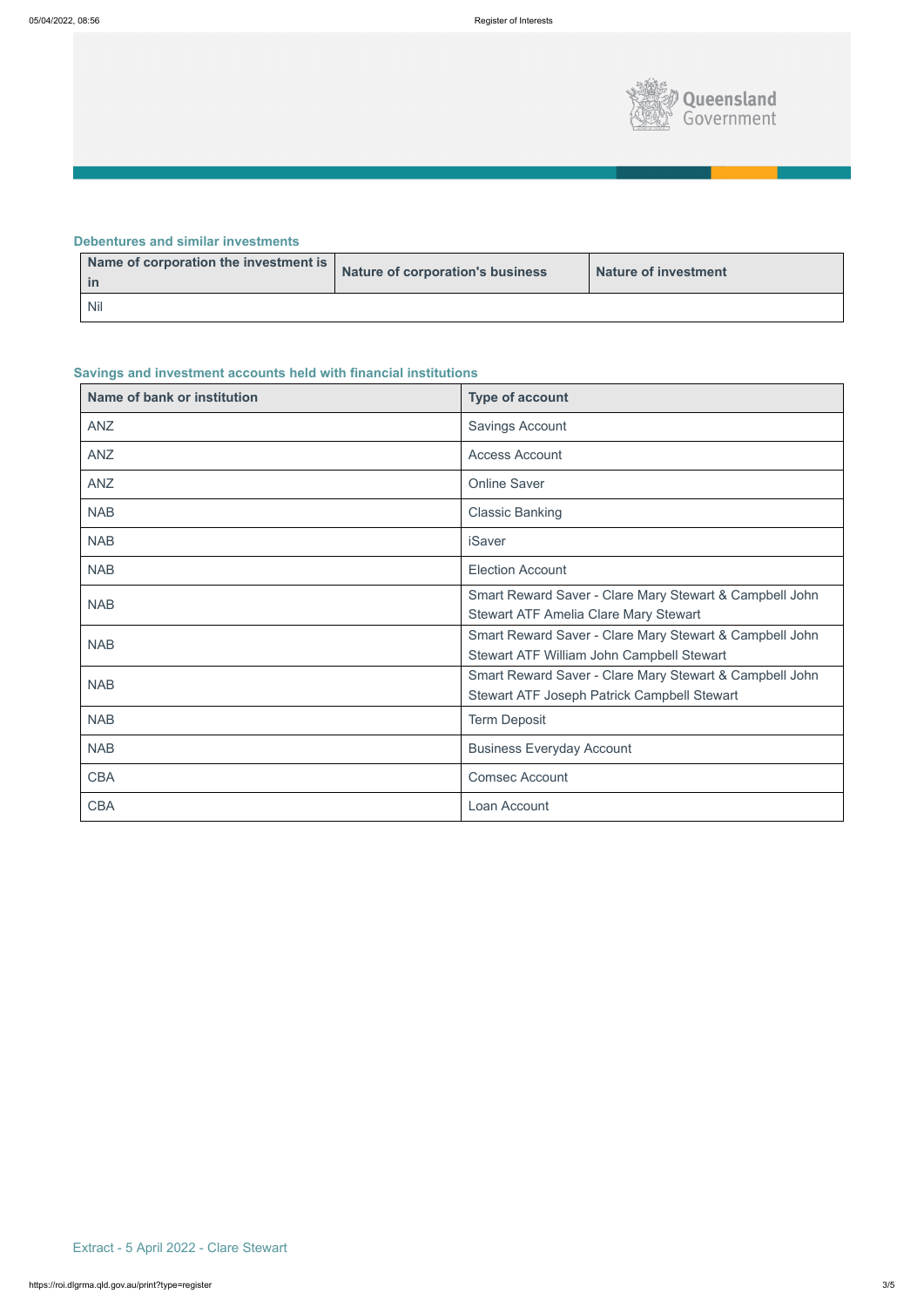### Debentures and similar investments

| Name of corporation the investment is in | Nature of corporation's business | Nature of investment |
|---|---|---|
| Nil | | |

### Savings and investment accounts held with financial institutions

| Name of bank or institution | Type of account |
|---|---|
| ANZ | Savings Account |
| ANZ | Access Account |
| ANZ | Online Saver |
| NAB | Classic Banking |
| NAB | iSaver |
| NAB | Election Account |
| NAB | Smart Reward Saver - Clare Mary Stewart & Campbell John Stewart ATF Amelia Clare Mary Stewart |
| NAB | Smart Reward Saver - Clare Mary Stewart & Campbell John Stewart ATF William John Campbell Stewart |
| NAB | Smart Reward Saver - Clare Mary Stewart & Campbell John Stewart ATF Joseph Patrick Campbell Stewart |
| NAB | Term Deposit |
| NAB | Business Everyday Account |
| CBA | Comsec Account |
| CBA | Loan Account |

Extract - 5 April 2022 - Clare Stewart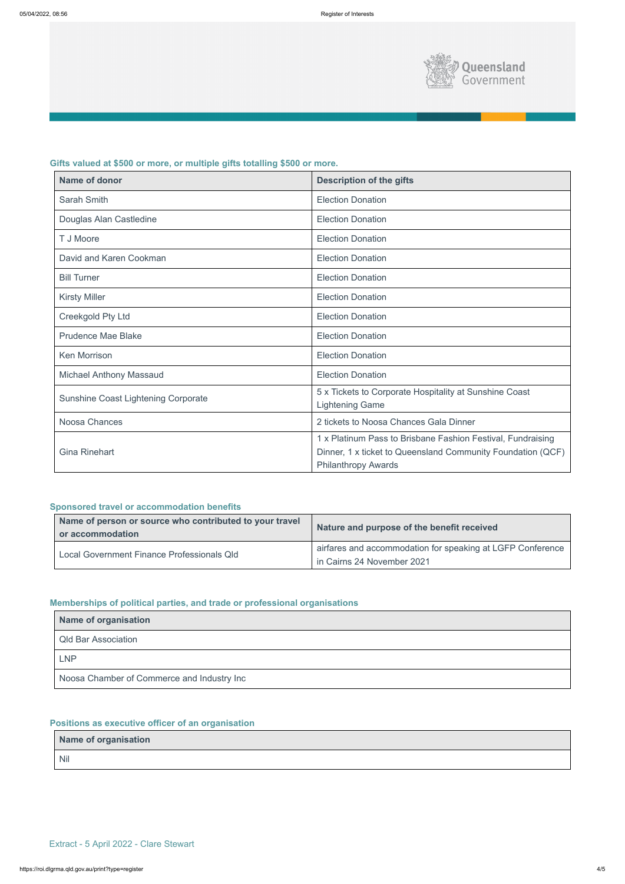Queensland Government

### Gifts valued at $500 or more, or multiple gifts totalling $500 or more.

| Name of donor | Description of the gifts |
|---|---|
| Sarah Smith | Election Donation |
| Douglas Alan Castledine | Election Donation |
| T J Moore | Election Donation |
| David and Karen Cookman | Election Donation |
| Bill Turner | Election Donation |
| Kirsty Miller | Election Donation |
| Creekgold Pty Ltd | Election Donation |
| Prudence Mae Blake | Election Donation |
| Ken Morrison | Election Donation |
| Michael Anthony Massaud | Election Donation |
| Sunshine Coast Lightening Corporate | 5 x Tickets to Corporate Hospitality at Sunshine Coast Lightening Game |
| Noosa Chances | 2 tickets to Noosa Chances Gala Dinner |
| Gina Rinehart | 1 x Platinum Pass to Brisbane Fashion Festival, Fundraising Dinner, 1 x ticket to Queensland Community Foundation (QCF) Philanthropy Awards |

### Sponsored travel or accommodation benefits

| Name of person or source who contributed to your travel or accommodation | Nature and purpose of the benefit received |
|---|---|
| Local Government Finance Professionals Qld | airfares and accommodation for speaking at LGFP Conference in Cairns 24 November 2021 |

### Memberships of political parties, and trade or professional organisations

| Name of organisation |
|---|
| Qld Bar Association |
| LNP |
| Noosa Chamber of Commerce and Industry Inc |

### Positions as executive officer of an organisation

| Name of organisation |
|---|
| Nil |

Extract - 5 April 2022 - Clare Stewart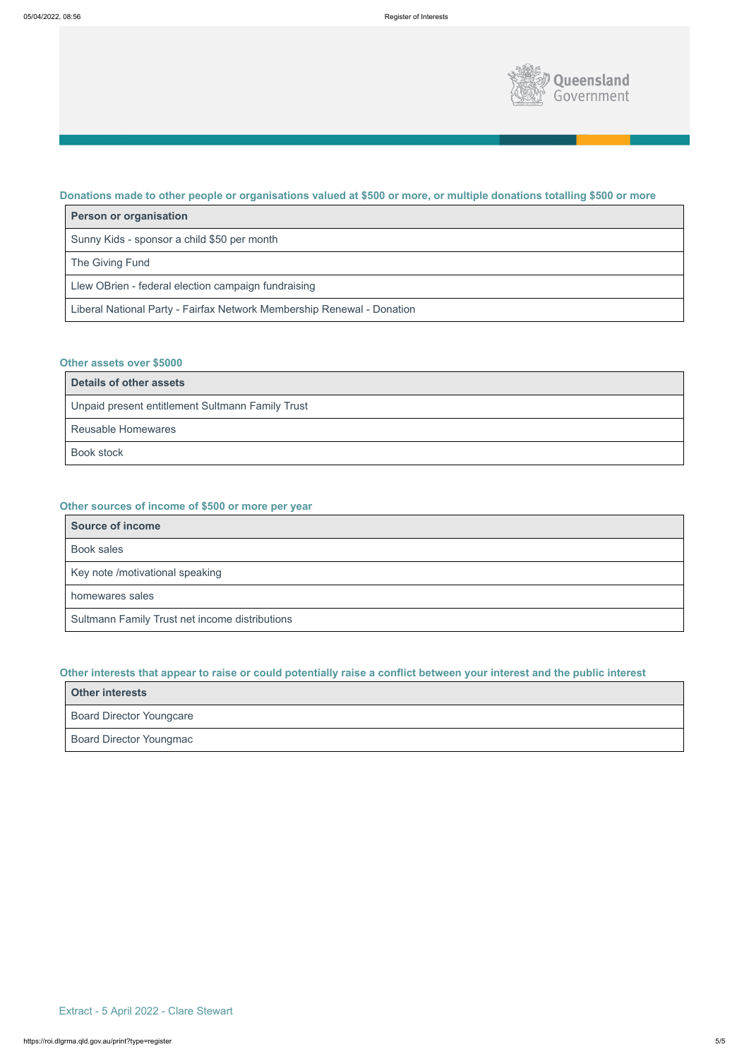### Donations made to other people or organisations valued at $500 or more, or multiple donations totalling $500 or more

| Person or organisation |
| --- |
| Sunny Kids - sponsor a child $50 per month |
| The Giving Fund |
| Llew OBrien - federal election campaign fundraising |
| Liberal National Party - Fairfax Network Membership Renewal - Donation |

### Other assets over $5000

| Details of other assets |
| --- |
| Unpaid present entitlement Sultmann Family Trust |
| Reusable Homewares |
| Book stock |

### Other sources of income of $500 or more per year

| Source of income |
| --- |
| Book sales |
| Key note /motivational speaking |
| homewares sales |
| Sultmann Family Trust net income distributions |

### Other interests that appear to raise or could potentially raise a conflict between your interest and the public interest

| Other interests |
| --- |
| Board Director Youngcare |
| Board Director Youngmac |

Extract - 5 April 2022 - Clare Stewart